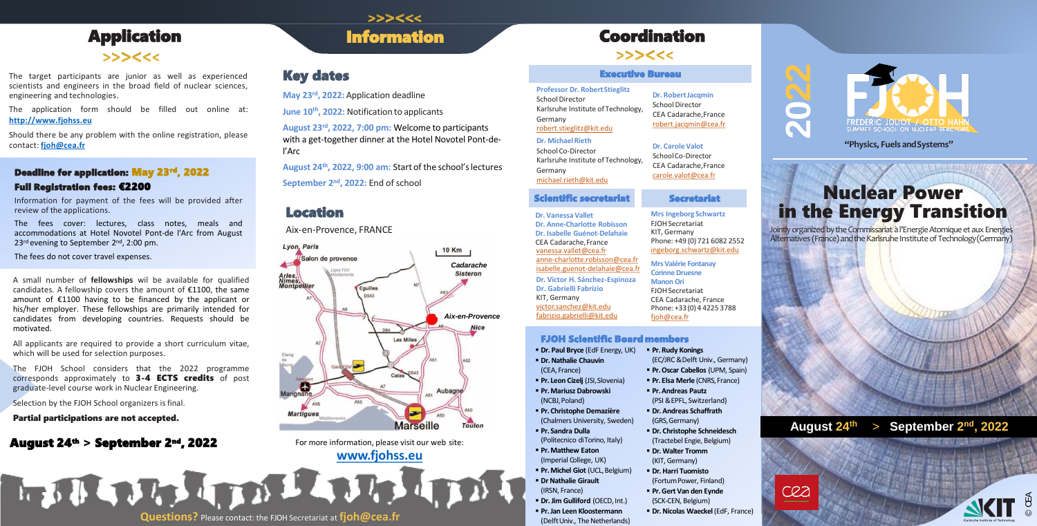# Application

>>><<

The target participants are junior as well as experienced scientists and engineers in the broad field of nuclear sciences, engineering and technologies.

The application form should be filled out online at: **http://www.fjohss.eu**

Should there be any problem with the online registration, please contact: **fjoh@cea.fr**

### Deadline for application: May 23rd, 2022

### Full Registration fees: €2200

Information for payment of the fees will be provided after review of the applications.

The fees cover: lectures, class notes, meals and accommodations at Hotel Novotel Pont-de l'Arc from August 23rd evening to September 2nd, 2:00 pm.

The fees do not cover travel expenses.

A small number of **fellowships** wil be available for qualified candidates. A fellowship covers the amount of €1100, the same amount of €1100 having to be financed by the applicant or his/her employer. These fellowships are primarily intended for candidates from developing countries. Requests should be motivated.

All applicants are required to provide a short curriculum vitae, which will be used for selection purposes.

The FJOH School considers that the 2022 programme corresponds approximately to **3-4 ECTS credits** of post graduate-level course work in Nuclear Engineering.

Selection by the FJOH School organizers is final.

**Partial participations are not accepted.**

## August 24th > September 2nd, 2022

>>><<

# Information

## Key dates

**May 23rd, 2022:** Application deadline

**June 10th, 2022:** Notification to applicants

**August 23rd, 2022, 7:00 pm:** Welcome to participants with a get-together dinner at the Hotel Novotel Pont-de-l'Arc

**August 24th, 2022, 9:00 am:** Start of the school's lectures

**September 2nd, 2022:** End of school

## Location

Aix-en-Provence, FRANCE

For more information, please visit our web site:

**www.fjohss.eu**

**Questions?** Please contact: the FJOH Secretariat at **fjoh@cea.fr**

# Coordination

>>><<

### Executive Bureau

**Professor Dr. Robert Stieglitz**
School Director
Karlsruhe Institute of Technology, Germany
robert.stieglitz@kit.edu

**Dr. Michael Rieth**
School Co-Director
Karlsruhe Institute of Technology, Germany
michael.rieth@kit.edu

**Dr. Robert Jacqmin**
School Director
CEA Cadarache, France
robert.jacqmin@cea.fr

**Dr. Carole Valot**
School Co-Director
CEA Cadarache, France
carole.valot@cea.fr

### Scientific secretariat

**Dr. Vanessa Vallet**
**Dr. Anne-Charlotte Robisson**
**Dr. Isabelle Guénot-Delahaie**
CEA Cadarache, France
vanessa.vallet@cea.fr
anne-charlotte.robisson@cea.fr
isabelle.guenot-delahaie@cea.fr

**Dr. Victor H. Sánchez-Espinoza**
**Dr. Gabrielli Fabrizio**
KIT, Germany
victor.sanchez@kit.edu
fabrizio.gabrielli@kit.edu

### Secretariat

**Mrs Ingeborg Schwartz**
FJOH Secretariat
KIT, Germany
Phone: +49 (0) 721 6082 2552
ingeborg.schwartz@kit.edu

**Mrs Valérie Fontanay**
**Corinne Druesne**
**Manon Ori**
FJOH Secretariat
CEA Cadarache, France
Phone: +33 (0) 4 4225 3788
fjoh@cea.fr

### FJOH Scientific Board members

- **Dr. Paul Bryce** (EdF Energy, UK)
- **Dr. Nathalie Chauvin** (CEA, France)
- **Pr. Leon Cizelj** (JSI, Slovenia)
- **Pr. Mariusz Dabrowski** (NCBJ, Poland)
- **Pr. Christophe Demazière** (Chalmers University, Sweden)
- **Pr. Sandra Dulla** (Politecnico di Torino, Italy)
- **Pr. Matthew Eaton** (Imperial College, UK)
- **Pr. Michel Giot** (UCL, Belgium)
- **Dr Nathalie Girault** (IRSN, France)
- **Dr. Jim Gulliford** (OECD, Int.)
- **Pr. Jan Leen Kloostermann** (Delft Univ., The Netherlands)
- **Pr. Rudy Konings** (EC/JRC & Delft Univ., Germany)
- **Pr. Oscar Cabellos** (UPM, Spain)
- **Pr. Elsa Merle** (CNRS, France)
- **Pr. Andreas Pautz** (PSI & EPFL, Switzerland)
- **Dr. Andreas Schaffrath** (GRS, Germany)
- **Dr. Christophe Schneidesch** (Tractebel Engie, Belgium)
- **Dr. Walter Tromm** (KIT, Germany)
- **Dr. Harri Tuomisto** (Fortum Power, Finland)
- **Pr. Gert Van den Eynde** (SCK-CEN, Belgium)
- **Dr. Nicolas Waeckel** (EdF, France)

2022

FREDERIC JOLIOT / OTTO HAHN SUMMER SCHOOL ON NUCLEAR REACTORS

"Physics, Fuels and Systems"

# Nuclear Power in the Energy Transition

Jointly organized by the Commissariat à l'Energie Atomique et aux Energies Alternatives (France) and the Karlsruhe Institute of Technology (Germany)

**August 24th > September 2nd, 2022**

© CEA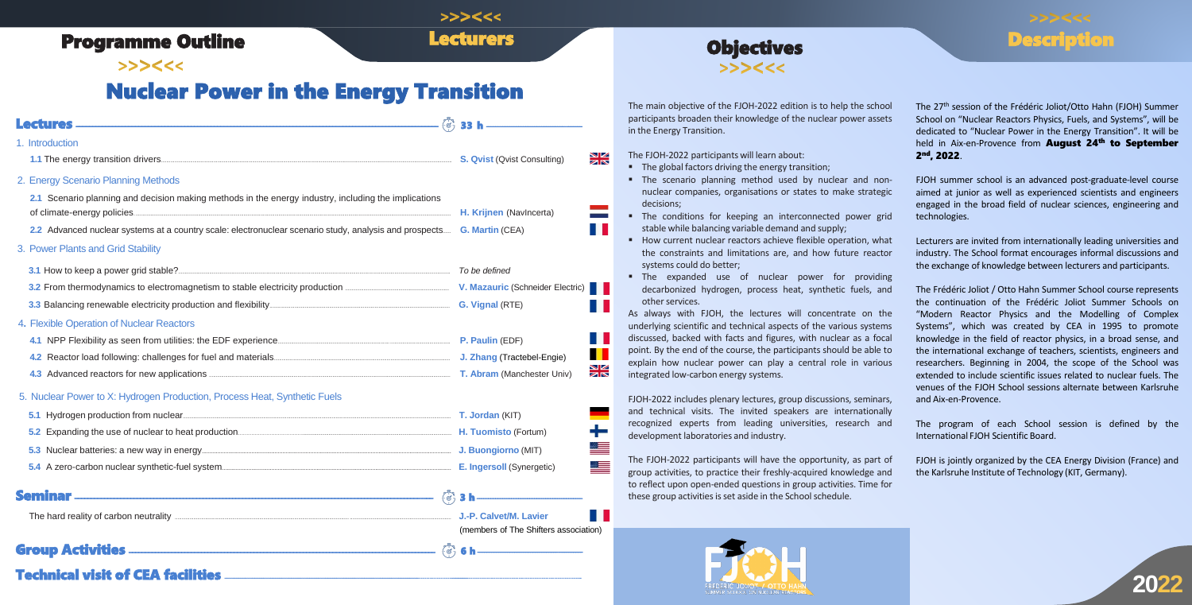# Nuclear Power in the Energy Transition

## Programme Outline

### Lectures — 33 h

1. Introduction
   - **1.1** The energy transition drivers — **S. Qvist** (Qvist Consulting)

2. Energy Scenario Planning Methods
   - **2.1** Scenario planning and decision making methods in the energy industry, including the implications of climate-energy policies — **H. Krijnen** (NavIncerta)
   - **2.2** Advanced nuclear systems at a country scale: electronuclear scenario study, analysis and prospects — **G. Martin** (CEA)

3. Power Plants and Grid Stability
   - **3.1** How to keep a power grid stable? — *To be defined*
   - **3.2** From thermodynamics to electromagnetism to stable electricity production — **V. Mazauric** (Schneider Electric)
   - **3.3** Balancing renewable electricity production and flexibility — **G. Vignal** (RTE)

4. Flexible Operation of Nuclear Reactors
   - **4.1** NPP Flexibility as seen from utilities: the EDF experience — **P. Paulin** (EDF)
   - **4.2** Reactor load following: challenges for fuel and materials — **J. Zhang** (Tractebel-Engie)
   - **4.3** Advanced reactors for new applications — **T. Abram** (Manchester Univ)

5. Nuclear Power to X: Hydrogen Production, Process Heat, Synthetic Fuels
   - **5.1** Hydrogen production from nuclear — **T. Jordan** (KIT)
   - **5.2** Expanding the use of nuclear to heat production — **H. Tuomisto** (Fortum)
   - **5.3** Nuclear batteries: a new way in energy — **J. Buongiorno** (MIT)
   - **5.4** A zero-carbon nuclear synthetic-fuel system — **E. Ingersoll** (Synergetic)

### Seminar — 3 h

The hard reality of carbon neutrality — **J.-P. Calvet/M. Lavier** (members of The Shifters association)

### Group Activities — 6 h

### Technical visit of CEA facilities

## Lecturers

## Objectives

The main objective of the FJOH-2022 edition is to help the school participants broaden their knowledge of the nuclear power assets in the Energy Transition.

The FJOH-2022 participants will learn about:

- The global factors driving the energy transition;
- The scenario planning method used by nuclear and non-nuclear companies, organisations or states to make strategic decisions;
- The conditions for keeping an interconnected power grid stable while balancing variable demand and supply;
- How current nuclear reactors achieve flexible operation, what the constraints and limitations are, and how future reactor systems could do better;
- The expanded use of nuclear power for providing decarbonized hydrogen, process heat, synthetic fuels, and other services.

As always with FJOH, the lectures will concentrate on the underlying scientific and technical aspects of the various systems discussed, backed with facts and figures, with nuclear as a focal point. By the end of the course, the participants should be able to explain how nuclear power can play a central role in various integrated low-carbon energy systems.

FJOH-2022 includes plenary lectures, group discussions, seminars, and technical visits. The invited speakers are internationally recognized experts from leading universities, research and development laboratories and industry.

The FJOH-2022 participants will have the opportunity, as part of group activities, to practice their freshly-acquired knowledge and to reflect upon open-ended questions in group activities. Time for these group activities is set aside in the School schedule.

## Description

The 27th session of the Frédéric Joliot/Otto Hahn (FJOH) Summer School on "Nuclear Reactors Physics, Fuels, and Systems", will be dedicated to "Nuclear Power in the Energy Transition". It will be held in Aix-en-Provence from **August 24th to September 2nd, 2022**.

FJOH summer school is an advanced post-graduate-level course aimed at junior as well as experienced scientists and engineers engaged in the broad field of nuclear sciences, engineering and technologies.

Lecturers are invited from internationally leading universities and industry. The School format encourages informal discussions and the exchange of knowledge between lecturers and participants.

The Frédéric Joliot / Otto Hahn Summer School course represents the continuation of the Frédéric Joliot Summer Schools on "Modern Reactor Physics and the Modelling of Complex Systems", which was created by CEA in 1995 to promote knowledge in the field of reactor physics, in a broad sense, and the international exchange of teachers, scientists, engineers and researchers. Beginning in 2004, the scope of the School was extended to include scientific issues related to nuclear fuels. The venues of the FJOH School sessions alternate between Karlsruhe and Aix-en-Provence.

The program of each School session is defined by the International FJOH Scientific Board.

FJOH is jointly organized by the CEA Energy Division (France) and the Karlsruhe Institute of Technology (KIT, Germany).

2022